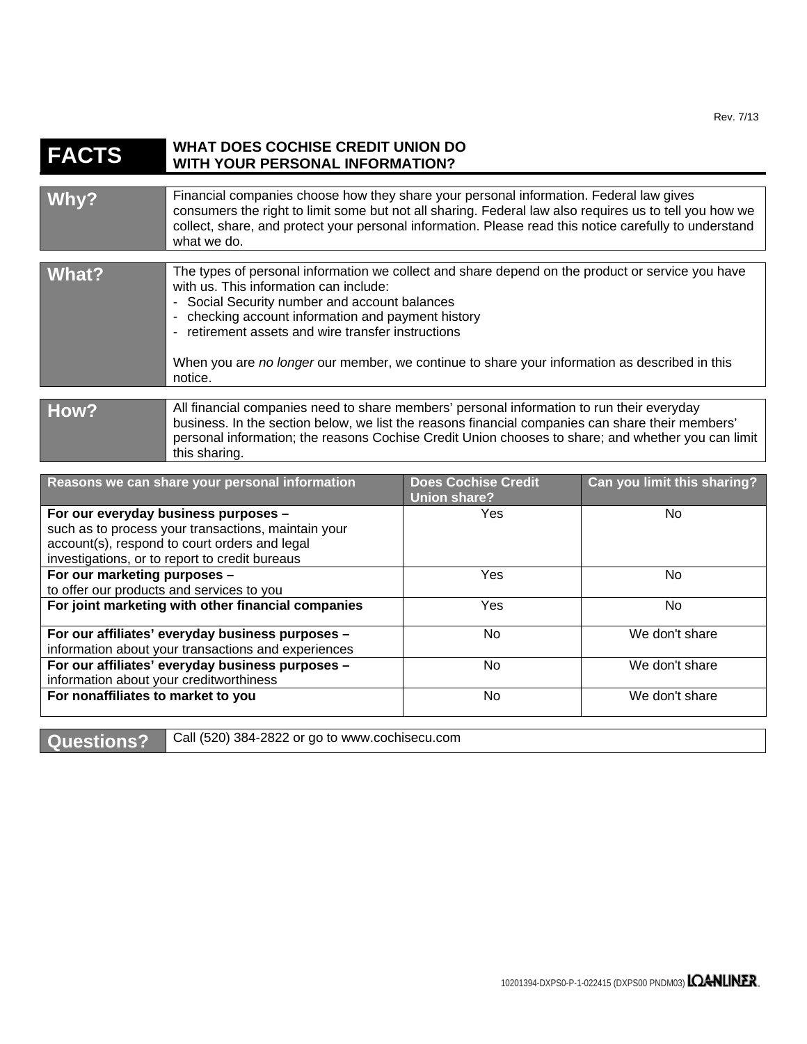Rev. 7/13

# FACTS — WHAT DOES COCHISE CREDIT UNION DO WITH YOUR PERSONAL INFORMATION?

| | |
|---|---|
| **Why?** | Financial companies choose how they share your personal information. Federal law gives consumers the right to limit some but not all sharing. Federal law also requires us to tell you how we collect, share, and protect your personal information. Please read this notice carefully to understand what we do. |
| **What?** | The types of personal information we collect and share depend on the product or service you have with us. This information can include:<br>- Social Security number and account balances<br>- checking account information and payment history<br>- retirement assets and wire transfer instructions<br><br>When you are *no longer* our member, we continue to share your information as described in this notice. |
| **How?** | All financial companies need to share members' personal information to run their everyday business. In the section below, we list the reasons financial companies can share their members' personal information; the reasons Cochise Credit Union chooses to share; and whether you can limit this sharing. |

| Reasons we can share your personal information | Does Cochise Credit Union share? | Can you limit this sharing? |
|---|---|---|
| **For our everyday business purposes –** such as to process your transactions, maintain your account(s), respond to court orders and legal investigations, or to report to credit bureaus | Yes | No |
| **For our marketing purposes –** to offer our products and services to you | Yes | No |
| **For joint marketing with other financial companies** | Yes | No |
| **For our affiliates' everyday business purposes –** information about your transactions and experiences | No | We don't share |
| **For our affiliates' everyday business purposes –** information about your creditworthiness | No | We don't share |
| **For nonaffiliates to market to you** | No | We don't share |

| | |
|---|---|
| **Questions?** | Call (520) 384-2822 or go to www.cochisecu.com |

10201394-DXPS0-P-1-022415 (DXPS00 PNDM03) LOANLINER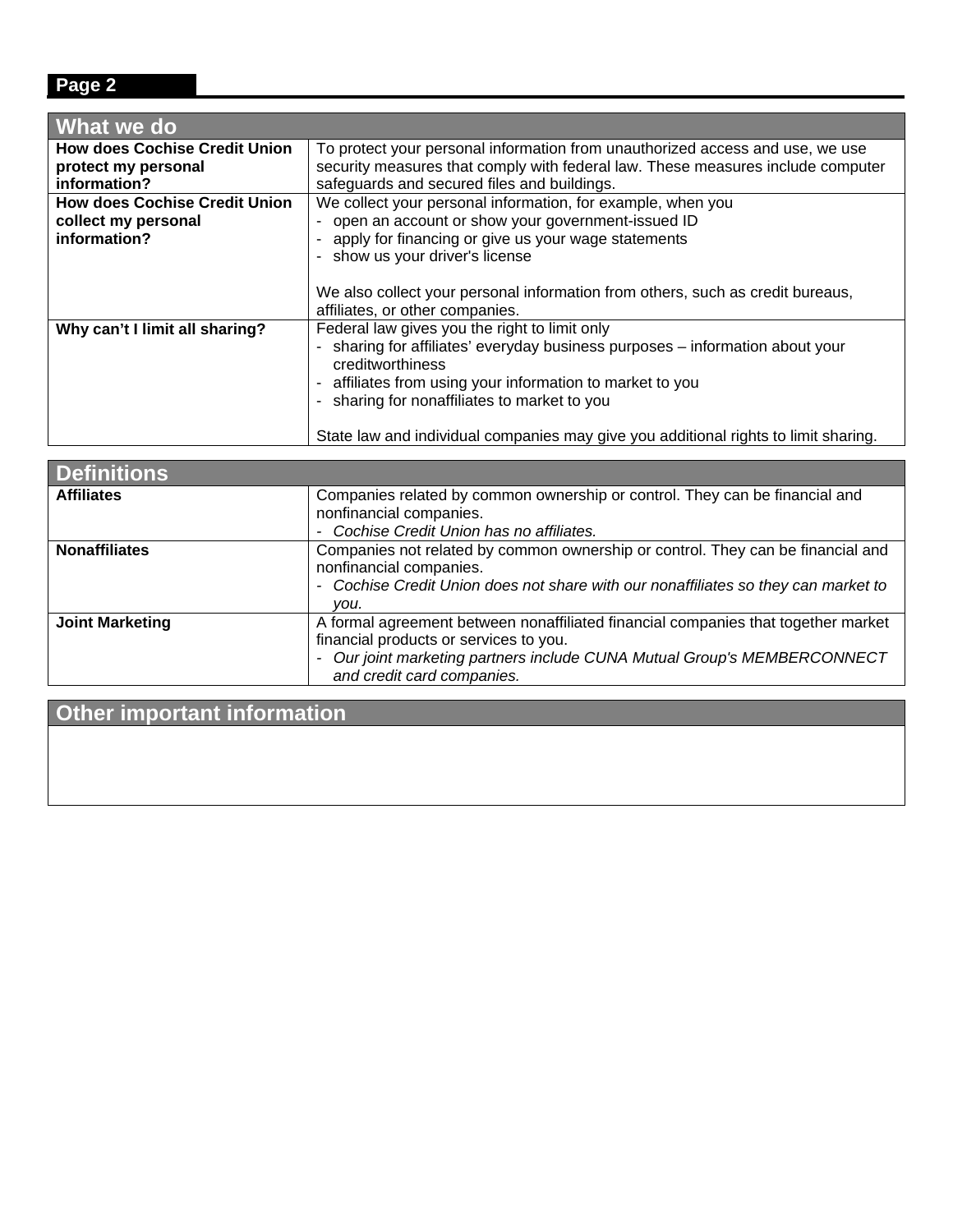| What we do | |
|---|---|
| **How does Cochise Credit Union protect my personal information?** | To protect your personal information from unauthorized access and use, we use security measures that comply with federal law. These measures include computer safeguards and secured files and buildings. |
| **How does Cochise Credit Union collect my personal information?** | We collect your personal information, for example, when you<br>- open an account or show your government-issued ID<br>- apply for financing or give us your wage statements<br>- show us your driver's license<br><br>We also collect your personal information from others, such as credit bureaus, affiliates, or other companies. |
| **Why can't I limit all sharing?** | Federal law gives you the right to limit only<br>- sharing for affiliates' everyday business purposes – information about your creditworthiness<br>- affiliates from using your information to market to you<br>- sharing for nonaffiliates to market to you<br><br>State law and individual companies may give you additional rights to limit sharing. |

| Definitions | |
|---|---|
| **Affiliates** | Companies related by common ownership or control. They can be financial and nonfinancial companies.<br>- *Cochise Credit Union has no affiliates.* |
| **Nonaffiliates** | Companies not related by common ownership or control. They can be financial and nonfinancial companies.<br>- *Cochise Credit Union does not share with our nonaffiliates so they can market to you.* |
| **Joint Marketing** | A formal agreement between nonaffiliated financial companies that together market financial products or services to you.<br>- *Our joint marketing partners include CUNA Mutual Group's MEMBERCONNECT and credit card companies.* |

| Other important information |
|---|
| |